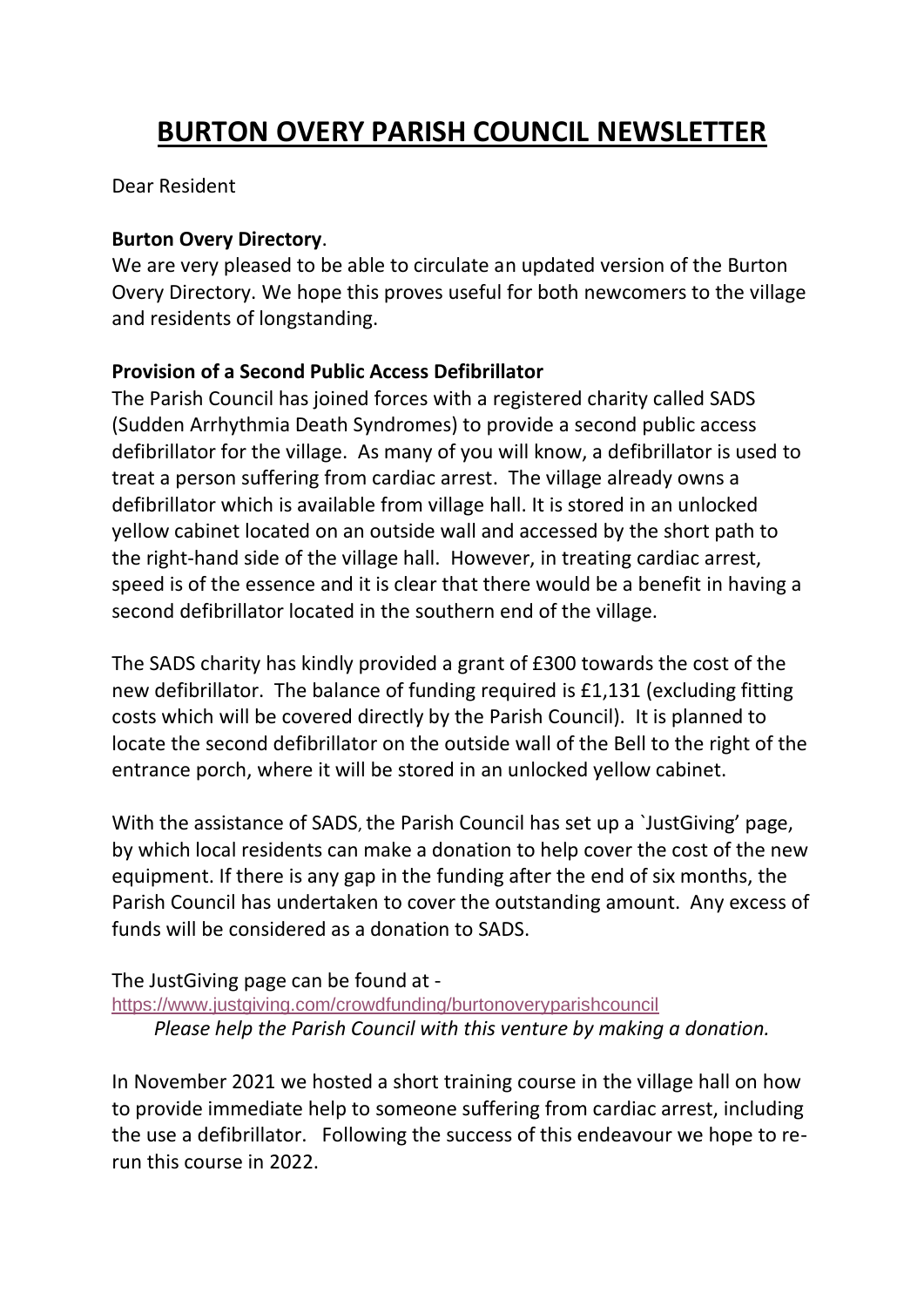# BURTON OVERY PARISH COUNCIL NEWSLETTER

Dear Resident

**Burton Overy Directory**.

We are very pleased to be able to circulate an updated version of the Burton Overy Directory. We hope this proves useful for both newcomers to the village and residents of longstanding.

**Provision of a Second Public Access Defibrillator**

The Parish Council has joined forces with a registered charity called SADS (Sudden Arrhythmia Death Syndromes) to provide a second public access defibrillator for the village. As many of you will know, a defibrillator is used to treat a person suffering from cardiac arrest. The village already owns a defibrillator which is available from village hall. It is stored in an unlocked yellow cabinet located on an outside wall and accessed by the short path to the right-hand side of the village hall. However, in treating cardiac arrest, speed is of the essence and it is clear that there would be a benefit in having a second defibrillator located in the southern end of the village.

The SADS charity has kindly provided a grant of £300 towards the cost of the new defibrillator. The balance of funding required is £1,131 (excluding fitting costs which will be covered directly by the Parish Council). It is planned to locate the second defibrillator on the outside wall of the Bell to the right of the entrance porch, where it will be stored in an unlocked yellow cabinet.

With the assistance of SADS, the Parish Council has set up a `JustGiving' page, by which local residents can make a donation to help cover the cost of the new equipment. If there is any gap in the funding after the end of six months, the Parish Council has undertaken to cover the outstanding amount. Any excess of funds will be considered as a donation to SADS.

The JustGiving page can be found at -
https://www.justgiving.com/crowdfunding/burtonoveryparishcouncil

*Please help the Parish Council with this venture by making a donation.*

In November 2021 we hosted a short training course in the village hall on how to provide immediate help to someone suffering from cardiac arrest, including the use a defibrillator. Following the success of this endeavour we hope to re-run this course in 2022.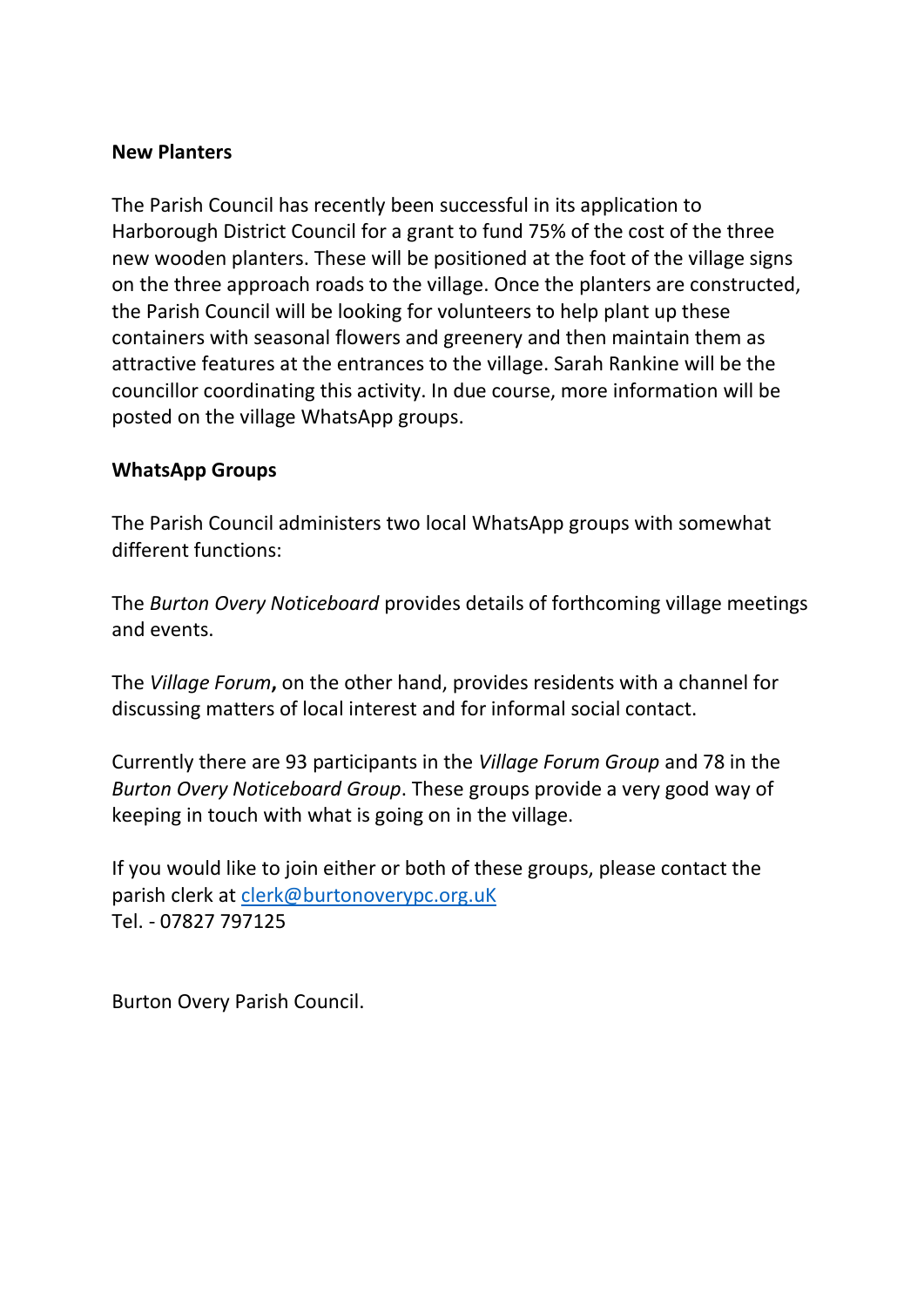**New Planters**

The Parish Council has recently been successful in its application to Harborough District Council for a grant to fund 75% of the cost of the three new wooden planters. These will be positioned at the foot of the village signs on the three approach roads to the village. Once the planters are constructed, the Parish Council will be looking for volunteers to help plant up these containers with seasonal flowers and greenery and then maintain them as attractive features at the entrances to the village. Sarah Rankine will be the councillor coordinating this activity. In due course, more information will be posted on the village WhatsApp groups.

**WhatsApp Groups**

The Parish Council administers two local WhatsApp groups with somewhat different functions:

The *Burton Overy Noticeboard* provides details of forthcoming village meetings and events.

The *Village Forum*, on the other hand, provides residents with a channel for discussing matters of local interest and for informal social contact.

Currently there are 93 participants in the *Village Forum Group* and 78 in the *Burton Overy Noticeboard Group*. These groups provide a very good way of keeping in touch with what is going on in the village.

If you would like to join either or both of these groups, please contact the parish clerk at clerk@burtonoverypc.org.uK
Tel. - 07827 797125

Burton Overy Parish Council.